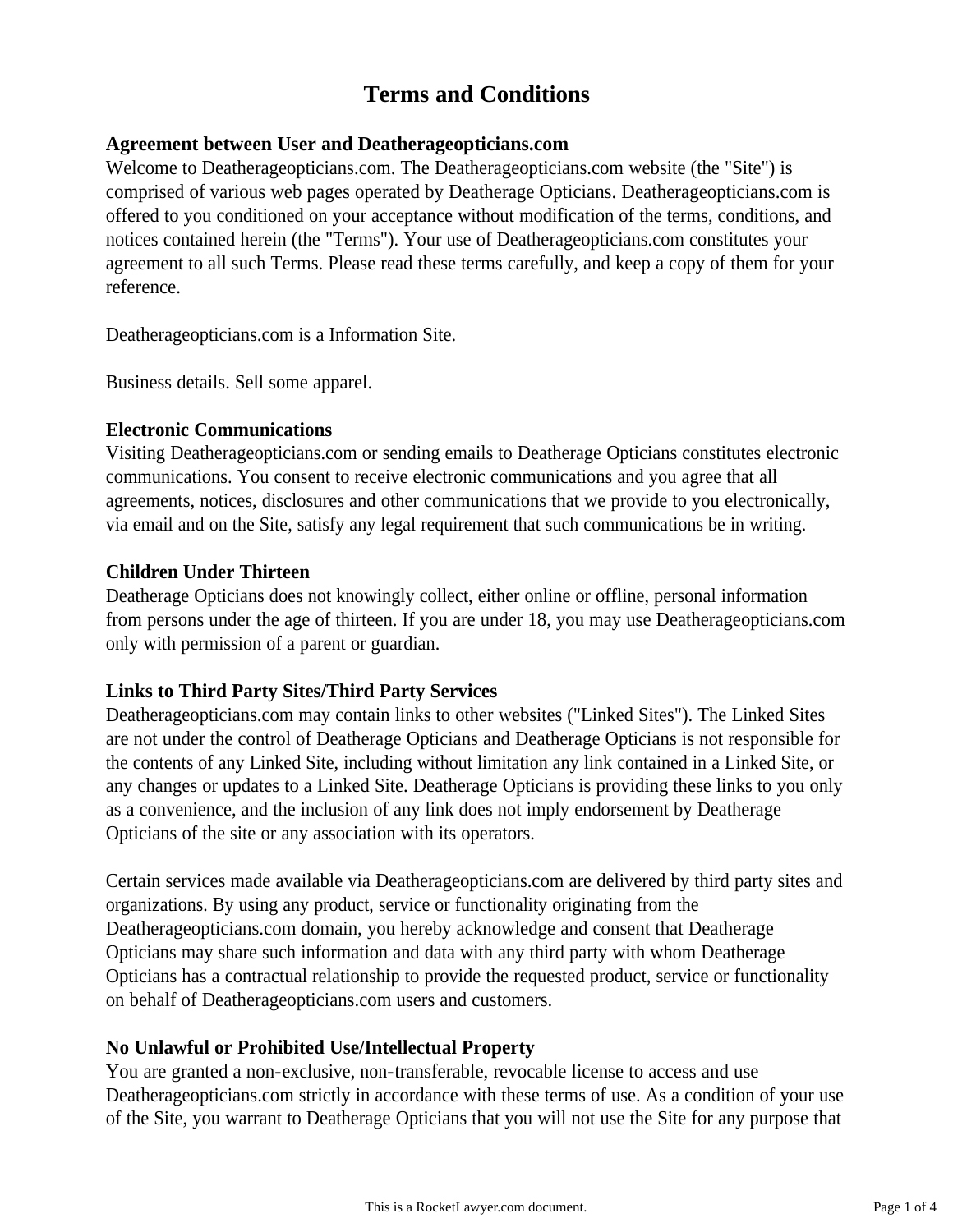# Terms and Conditions

**Agreement between User and Deatherageopticians.com**

Welcome to Deatherageopticians.com. The Deatherageopticians.com website (the "Site") is comprised of various web pages operated by Deatherage Opticians. Deatherageopticians.com is offered to you conditioned on your acceptance without modification of the terms, conditions, and notices contained herein (the "Terms"). Your use of Deatherageopticians.com constitutes your agreement to all such Terms. Please read these terms carefully, and keep a copy of them for your reference.

Deatherageopticians.com is a Information Site.

Business details. Sell some apparel.

**Electronic Communications**

Visiting Deatherageopticians.com or sending emails to Deatherage Opticians constitutes electronic communications. You consent to receive electronic communications and you agree that all agreements, notices, disclosures and other communications that we provide to you electronically, via email and on the Site, satisfy any legal requirement that such communications be in writing.

**Children Under Thirteen**

Deatherage Opticians does not knowingly collect, either online or offline, personal information from persons under the age of thirteen. If you are under 18, you may use Deatherageopticians.com only with permission of a parent or guardian.

**Links to Third Party Sites/Third Party Services**

Deatherageopticians.com may contain links to other websites ("Linked Sites"). The Linked Sites are not under the control of Deatherage Opticians and Deatherage Opticians is not responsible for the contents of any Linked Site, including without limitation any link contained in a Linked Site, or any changes or updates to a Linked Site. Deatherage Opticians is providing these links to you only as a convenience, and the inclusion of any link does not imply endorsement by Deatherage Opticians of the site or any association with its operators.

Certain services made available via Deatherageopticians.com are delivered by third party sites and organizations. By using any product, service or functionality originating from the Deatherageopticians.com domain, you hereby acknowledge and consent that Deatherage Opticians may share such information and data with any third party with whom Deatherage Opticians has a contractual relationship to provide the requested product, service or functionality on behalf of Deatherageopticians.com users and customers.

**No Unlawful or Prohibited Use/Intellectual Property**

You are granted a non-exclusive, non-transferable, revocable license to access and use Deatherageopticians.com strictly in accordance with these terms of use. As a condition of your use of the Site, you warrant to Deatherage Opticians that you will not use the Site for any purpose that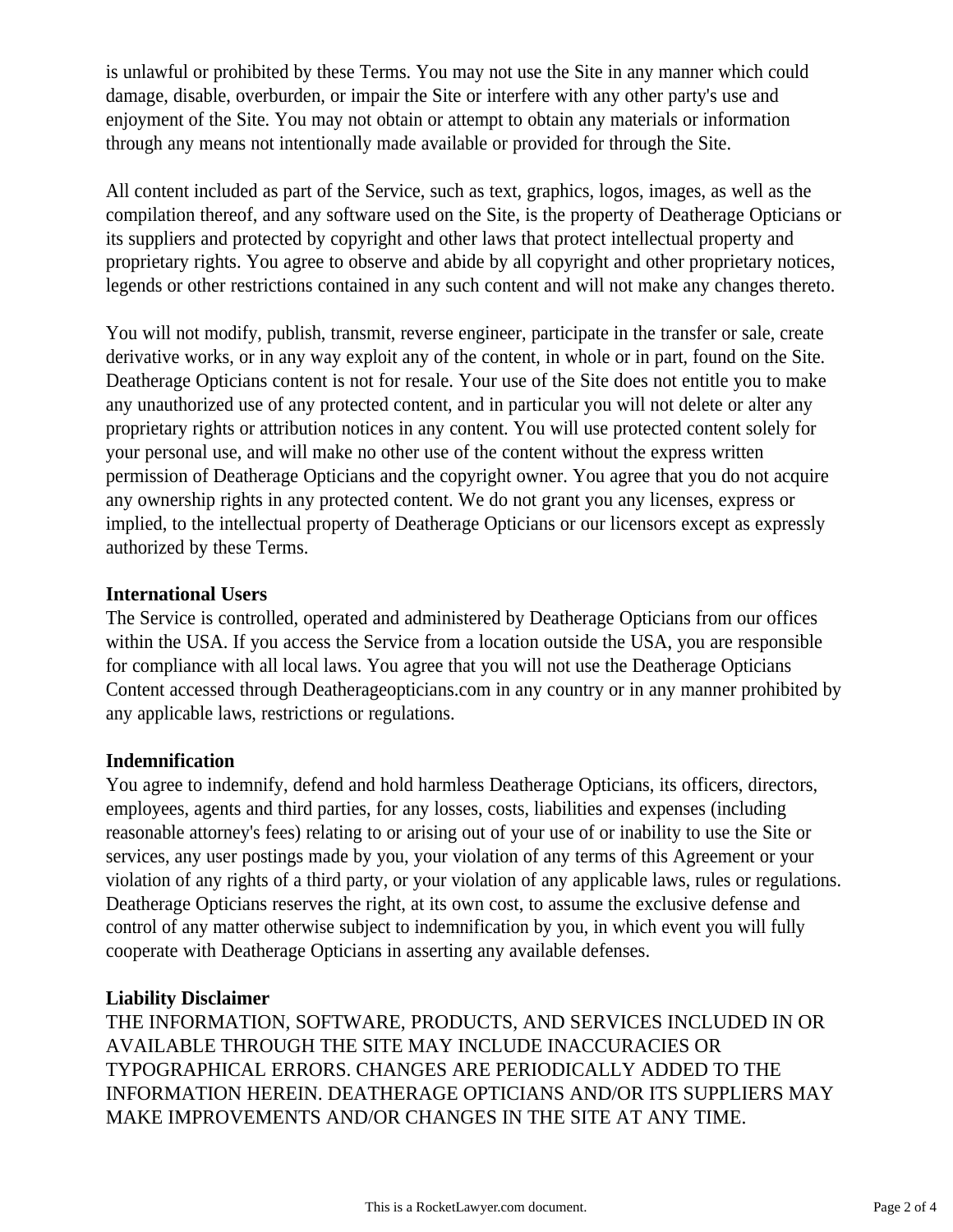is unlawful or prohibited by these Terms. You may not use the Site in any manner which could damage, disable, overburden, or impair the Site or interfere with any other party's use and enjoyment of the Site. You may not obtain or attempt to obtain any materials or information through any means not intentionally made available or provided for through the Site.

All content included as part of the Service, such as text, graphics, logos, images, as well as the compilation thereof, and any software used on the Site, is the property of Deatherage Opticians or its suppliers and protected by copyright and other laws that protect intellectual property and proprietary rights. You agree to observe and abide by all copyright and other proprietary notices, legends or other restrictions contained in any such content and will not make any changes thereto.

You will not modify, publish, transmit, reverse engineer, participate in the transfer or sale, create derivative works, or in any way exploit any of the content, in whole or in part, found on the Site. Deatherage Opticians content is not for resale. Your use of the Site does not entitle you to make any unauthorized use of any protected content, and in particular you will not delete or alter any proprietary rights or attribution notices in any content. You will use protected content solely for your personal use, and will make no other use of the content without the express written permission of Deatherage Opticians and the copyright owner. You agree that you do not acquire any ownership rights in any protected content. We do not grant you any licenses, express or implied, to the intellectual property of Deatherage Opticians or our licensors except as expressly authorized by these Terms.

**International Users**

The Service is controlled, operated and administered by Deatherage Opticians from our offices within the USA. If you access the Service from a location outside the USA, you are responsible for compliance with all local laws. You agree that you will not use the Deatherage Opticians Content accessed through Deatherageopticians.com in any country or in any manner prohibited by any applicable laws, restrictions or regulations.

**Indemnification**

You agree to indemnify, defend and hold harmless Deatherage Opticians, its officers, directors, employees, agents and third parties, for any losses, costs, liabilities and expenses (including reasonable attorney's fees) relating to or arising out of your use of or inability to use the Site or services, any user postings made by you, your violation of any terms of this Agreement or your violation of any rights of a third party, or your violation of any applicable laws, rules or regulations. Deatherage Opticians reserves the right, at its own cost, to assume the exclusive defense and control of any matter otherwise subject to indemnification by you, in which event you will fully cooperate with Deatherage Opticians in asserting any available defenses.

**Liability Disclaimer**

THE INFORMATION, SOFTWARE, PRODUCTS, AND SERVICES INCLUDED IN OR AVAILABLE THROUGH THE SITE MAY INCLUDE INACCURACIES OR TYPOGRAPHICAL ERRORS. CHANGES ARE PERIODICALLY ADDED TO THE INFORMATION HEREIN. DEATHERAGE OPTICIANS AND/OR ITS SUPPLIERS MAY MAKE IMPROVEMENTS AND/OR CHANGES IN THE SITE AT ANY TIME.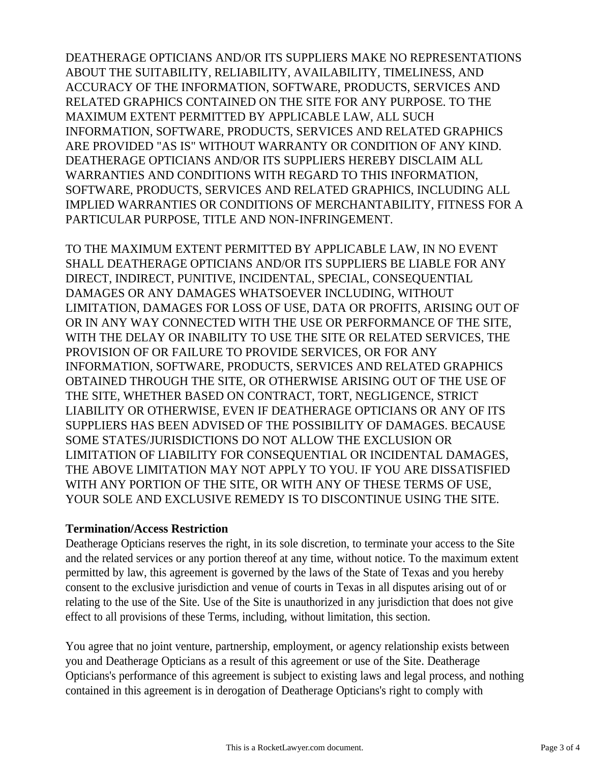DEATHERAGE OPTICIANS AND/OR ITS SUPPLIERS MAKE NO REPRESENTATIONS ABOUT THE SUITABILITY, RELIABILITY, AVAILABILITY, TIMELINESS, AND ACCURACY OF THE INFORMATION, SOFTWARE, PRODUCTS, SERVICES AND RELATED GRAPHICS CONTAINED ON THE SITE FOR ANY PURPOSE. TO THE MAXIMUM EXTENT PERMITTED BY APPLICABLE LAW, ALL SUCH INFORMATION, SOFTWARE, PRODUCTS, SERVICES AND RELATED GRAPHICS ARE PROVIDED "AS IS" WITHOUT WARRANTY OR CONDITION OF ANY KIND. DEATHERAGE OPTICIANS AND/OR ITS SUPPLIERS HEREBY DISCLAIM ALL WARRANTIES AND CONDITIONS WITH REGARD TO THIS INFORMATION, SOFTWARE, PRODUCTS, SERVICES AND RELATED GRAPHICS, INCLUDING ALL IMPLIED WARRANTIES OR CONDITIONS OF MERCHANTABILITY, FITNESS FOR A PARTICULAR PURPOSE, TITLE AND NON-INFRINGEMENT.

TO THE MAXIMUM EXTENT PERMITTED BY APPLICABLE LAW, IN NO EVENT SHALL DEATHERAGE OPTICIANS AND/OR ITS SUPPLIERS BE LIABLE FOR ANY DIRECT, INDIRECT, PUNITIVE, INCIDENTAL, SPECIAL, CONSEQUENTIAL DAMAGES OR ANY DAMAGES WHATSOEVER INCLUDING, WITHOUT LIMITATION, DAMAGES FOR LOSS OF USE, DATA OR PROFITS, ARISING OUT OF OR IN ANY WAY CONNECTED WITH THE USE OR PERFORMANCE OF THE SITE, WITH THE DELAY OR INABILITY TO USE THE SITE OR RELATED SERVICES, THE PROVISION OF OR FAILURE TO PROVIDE SERVICES, OR FOR ANY INFORMATION, SOFTWARE, PRODUCTS, SERVICES AND RELATED GRAPHICS OBTAINED THROUGH THE SITE, OR OTHERWISE ARISING OUT OF THE USE OF THE SITE, WHETHER BASED ON CONTRACT, TORT, NEGLIGENCE, STRICT LIABILITY OR OTHERWISE, EVEN IF DEATHERAGE OPTICIANS OR ANY OF ITS SUPPLIERS HAS BEEN ADVISED OF THE POSSIBILITY OF DAMAGES. BECAUSE SOME STATES/JURISDICTIONS DO NOT ALLOW THE EXCLUSION OR LIMITATION OF LIABILITY FOR CONSEQUENTIAL OR INCIDENTAL DAMAGES, THE ABOVE LIMITATION MAY NOT APPLY TO YOU. IF YOU ARE DISSATISFIED WITH ANY PORTION OF THE SITE, OR WITH ANY OF THESE TERMS OF USE, YOUR SOLE AND EXCLUSIVE REMEDY IS TO DISCONTINUE USING THE SITE.

**Termination/Access Restriction**

Deatherage Opticians reserves the right, in its sole discretion, to terminate your access to the Site and the related services or any portion thereof at any time, without notice. To the maximum extent permitted by law, this agreement is governed by the laws of the State of Texas and you hereby consent to the exclusive jurisdiction and venue of courts in Texas in all disputes arising out of or relating to the use of the Site. Use of the Site is unauthorized in any jurisdiction that does not give effect to all provisions of these Terms, including, without limitation, this section.

You agree that no joint venture, partnership, employment, or agency relationship exists between you and Deatherage Opticians as a result of this agreement or use of the Site. Deatherage Opticians's performance of this agreement is subject to existing laws and legal process, and nothing contained in this agreement is in derogation of Deatherage Opticians's right to comply with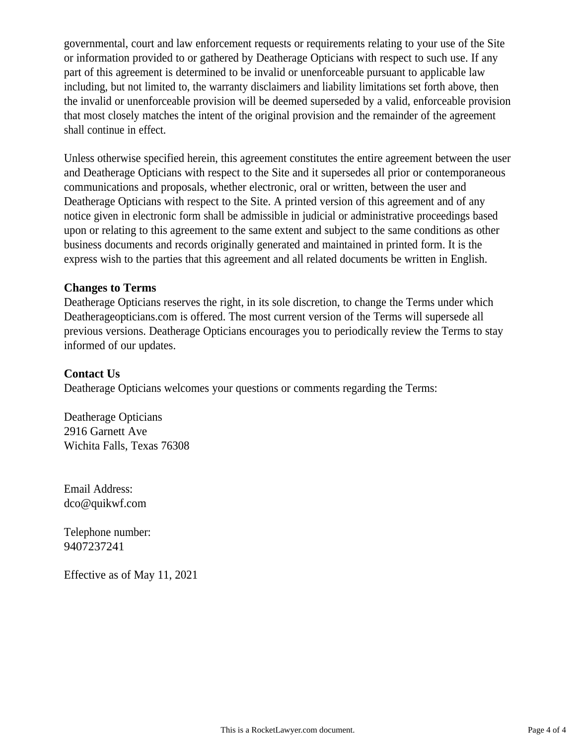governmental, court and law enforcement requests or requirements relating to your use of the Site or information provided to or gathered by Deatherage Opticians with respect to such use. If any part of this agreement is determined to be invalid or unenforceable pursuant to applicable law including, but not limited to, the warranty disclaimers and liability limitations set forth above, then the invalid or unenforceable provision will be deemed superseded by a valid, enforceable provision that most closely matches the intent of the original provision and the remainder of the agreement shall continue in effect.

Unless otherwise specified herein, this agreement constitutes the entire agreement between the user and Deatherage Opticians with respect to the Site and it supersedes all prior or contemporaneous communications and proposals, whether electronic, oral or written, between the user and Deatherage Opticians with respect to the Site. A printed version of this agreement and of any notice given in electronic form shall be admissible in judicial or administrative proceedings based upon or relating to this agreement to the same extent and subject to the same conditions as other business documents and records originally generated and maintained in printed form. It is the express wish to the parties that this agreement and all related documents be written in English.

**Changes to Terms**

Deatherage Opticians reserves the right, in its sole discretion, to change the Terms under which Deatherageopticians.com is offered. The most current version of the Terms will supersede all previous versions. Deatherage Opticians encourages you to periodically review the Terms to stay informed of our updates.

**Contact Us**

Deatherage Opticians welcomes your questions or comments regarding the Terms:

Deatherage Opticians
2916 Garnett Ave
Wichita Falls, Texas 76308

Email Address:
dco@quikwf.com

Telephone number:
9407237241

Effective as of May 11, 2021

This is a RocketLawyer.com document.